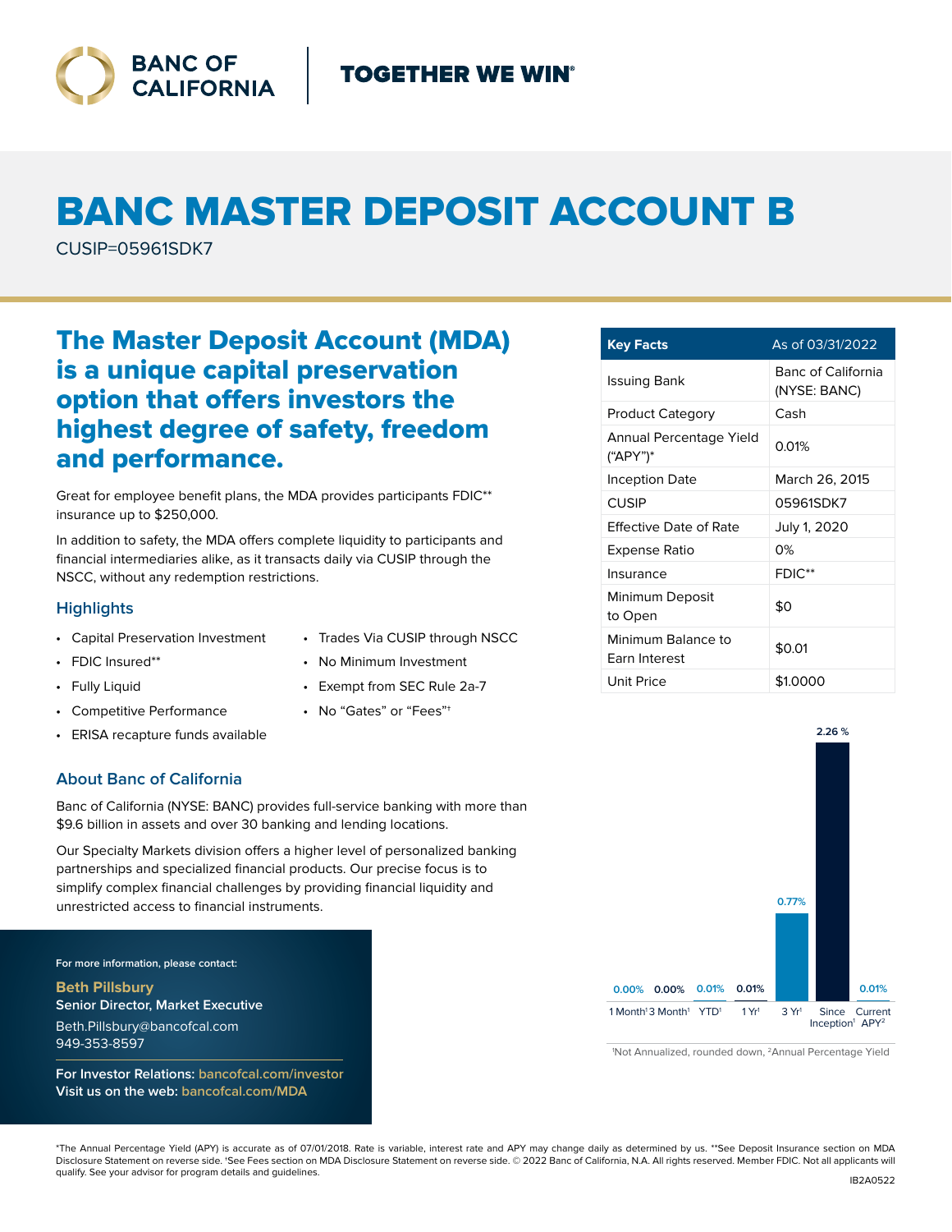BANC OF CALIFORNIA | TOGETHER WE WIN®

# BANC MASTER DEPOSIT ACCOUNT B

CUSIP=05961SDK7

## The Master Deposit Account (MDA) is a unique capital preservation option that offers investors the highest degree of safety, freedom and performance.

Great for employee benefit plans, the MDA provides participants FDIC** insurance up to $250,000.

In addition to safety, the MDA offers complete liquidity to participants and financial intermediaries alike, as it transacts daily via CUSIP through the NSCC, without any redemption restrictions.

### Highlights

- Capital Preservation Investment
- FDIC Insured**
- Fully Liquid
- Competitive Performance
- ERISA recapture funds available
- Trades Via CUSIP through NSCC
- No Minimum Investment
- Exempt from SEC Rule 2a-7
- No "Gates" or "Fees"†

### About Banc of California

Banc of California (NYSE: BANC) provides full-service banking with more than $9.6 billion in assets and over 30 banking and lending locations.

Our Specialty Markets division offers a higher level of personalized banking partnerships and specialized financial products. Our precise focus is to simplify complex financial challenges by providing financial liquidity and unrestricted access to financial instruments.

For more information, please contact:

**Beth Pillsbury**
**Senior Director, Market Executive**
Beth.Pillsbury@bancofcal.com
949-353-8597

**For Investor Relations:** bancofcal.com/investor
**Visit us on the web:** bancofcal.com/MDA

| Key Facts | As of 03/31/2022 |
|---|---|
| Issuing Bank | Banc of California (NYSE: BANC) |
| Product Category | Cash |
| Annual Percentage Yield ("APY")* | 0.01% |
| Inception Date | March 26, 2015 |
| CUSIP | 05961SDK7 |
| Effective Date of Rate | July 1, 2020 |
| Expense Ratio | 0% |
| Insurance | FDIC** |
| Minimum Deposit to Open | $0 |
| Minimum Balance to Earn Interest | $0.01 |
| Unit Price | $1.0000 |

| 1 Month[1] | 3 Month[1] | YTD[1] | 1 Yr[1] | 3 Yr[1] | Since Inception[1] | Current APY[2] |
|---|---|---|---|---|---|---|
| 0.00% | 0.00% | 0.01% | 0.01% | 0.77% | 2.26 % | 0.01% |

[1]Not Annualized, rounded down, [2]Annual Percentage Yield

*The Annual Percentage Yield (APY) is accurate as of 07/01/2018. Rate is variable, interest rate and APY may change daily as determined by us. **See Deposit Insurance section on MDA Disclosure Statement on reverse side. †See Fees section on MDA Disclosure Statement on reverse side. © 2022 Banc of California, N.A. All rights reserved. Member FDIC. Not all applicants will qualify. See your advisor for program details and guidelines.

IB2A0522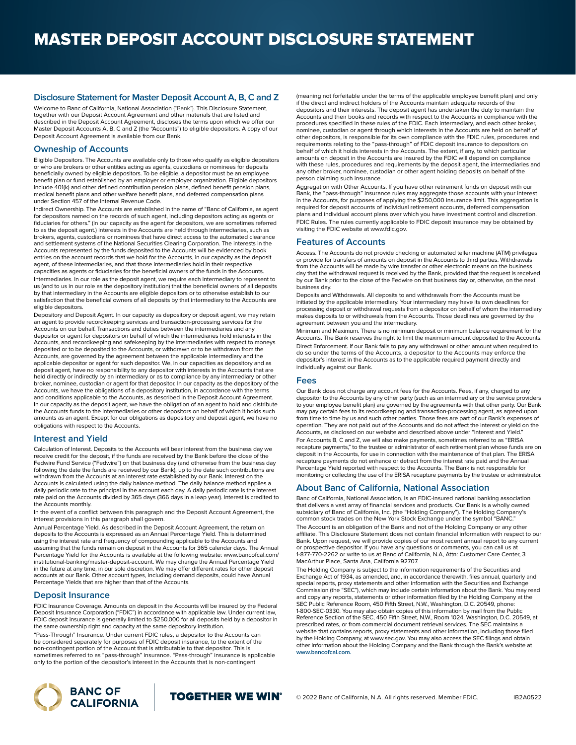# MASTER DEPOSIT ACCOUNT DISCLOSURE STATEMENT

## Disclosure Statement for Master Deposit Account A, B, C and Z

Welcome to Banc of California, National Association ("Bank"). This Disclosure Statement, together with our Deposit Account Agreement and other materials that are listed and described in the Deposit Account Agreement, discloses the terms upon which we offer our Master Deposit Accounts A, B, C and Z (the "Accounts") to eligible depositors. A copy of our Deposit Account Agreement is available from our Bank.

## Owneship of Accounts

Eligible Depositors. The Accounts are available only to those who qualify as eligible depositors or who are brokers or other entities acting as agents, custodians or nominees for deposits beneficially owned by eligible depositors. To be eligible, a depositor must be an employee benefit plan or fund established by an employer or employer organization. Eligible depositors include 401(k) and other defined contribution pension plans, defined benefit pension plans, medical benefit plans and other welfare benefit plans, and deferred compensation plans under Section 457 of the Internal Revenue Code.

Indirect Ownership. The Accounts are established in the name of "Banc of California, as agent for depositors named on the records of such agent, including depositors acting as agents or fiduciaries for others." (In our capacity as the agent for depositors, we are sometimes referred to as the deposit agent.) Interests in the Accounts are held through intermediaries, such as brokers, agents, custodians or nominees that have direct access to the automated clearance and settlement systems of the National Securities Clearing Corporation. The interests in the Accounts represented by the funds deposited to the Accounts will be evidenced by book entries on the account records that we hold for the Accounts, in our capacity as the deposit agent, of these intermediaries, and that those intermediaries hold in their respective capacities as agents or fiduciaries for the beneficial owners of the funds in the Accounts.

Intermediaries. In our role as the deposit agent, we require each intermediary to represent to us (and to us in our role as the depository institution) that the beneficial owners of all deposits by that intermediary in the Accounts are eligible depositors or to otherwise establish to our satisfaction that the beneficial owners of all deposits by that intermediary to the Accounts are eligible depositors.

Depository and Deposit Agent. In our capacity as depository or deposit agent, we may retain an agent to provide recordkeeping services and transaction-processing services for the Accounts on our behalf. Transactions and duties between the intermediaries and any depositor or agent for depositors on behalf of which the intermediaries hold interests in the Accounts, and recordkeeping and safekeeping by the intermediaries with respect to moneys deposited or to be deposited to the Accounts, or withdrawn or to be withdrawn from the Accounts, are governed by the agreement between the applicable intermediary and the applicable depositor or agent for such depositor. We, in our capacities as depository and as deposit agent, have no responsibility to any depositor with interests in the Accounts that are held directly or indirectly by an intermediary or as to compliance by any intermediary or other broker, nominee, custodian or agent for that depositor. In our capacity as the depository of the Accounts, we have the obligations of a depository institution, in accordance with the terms and conditions applicable to the Accounts, as described in the Deposit Account Agreement. In our capacity as the deposit agent, we have the obligation of an agent to hold and distribute the Accounts funds to the intermediaries or other depositors on behalf of which it holds such amounts as an agent. Except for our obligations as depository and deposit agent, we have no obligations with respect to the Accounts.

## Interest and Yield

Calculation of Interest. Deposits to the Accounts will bear interest from the business day we receive credit for the deposit, if the funds are received by the Bank before the close of the Fedwire Fund Service ("Fedwire") on that business day (and otherwise from the business day following the date the funds are received by our Bank), up to the date such contributions are withdrawn from the Accounts at an interest rate established by our Bank. Interest on the Accounts is calculated using the daily balance method. The daily balance method applies a daily periodic rate to the principal in the account each day. A daily periodic rate is the interest rate paid on the Accounts divided by 365 days (366 days in a leap year). Interest is credited to the Accounts monthly.

In the event of a conflict between this paragraph and the Deposit Account Agreement, the interest provisions in this paragraph shall govern.

Annual Percentage Yield. As described in the Deposit Account Agreement, the return on deposits to the Accounts is expressed as an Annual Percentage Yield. This is determined using the interest rate and frequency of compounding applicable to the Accounts and assuming that the funds remain on deposit in the Accounts for 365 calendar days. The Annual Percentage Yield for the Accounts is available at the following website: www.bancofcal.com/institutional-banking/master-deposit-account. We may change the Annual Percentage Yield in the future at any time, in our sole discretion. We may offer different rates for other deposit accounts at our Bank. Other account types, including demand deposits, could have Annual Percentage Yields that are higher than that of the Accounts.

## Deposit Insurance

FDIC Insurance Coverage. Amounts on deposit in the Accounts will be insured by the Federal Deposit Insurance Corporation ("FDIC") in accordance with applicable law. Under current law, FDIC deposit insurance is generally limited to $250,000 for all deposits held by a depositor in the same ownership right and capacity at the same depository institution.

"Pass-Through" Insurance. Under current FDIC rules, a depositor to the Accounts can be considered separately for purposes of FDIC deposit insurance, to the extent of the non-contingent portion of the Account that is attributable to that depositor. This is sometimes referred to as "pass-through" insurance. "Pass-through" insurance is applicable only to the portion of the depositor's interest in the Accounts that is non-contingent (meaning not forfeitable under the terms of the applicable employee benefit plan) and only if the direct and indirect holders of the Accounts maintain adequate records of the depositors and their interests. The deposit agent has undertaken the duty to maintain the Accounts and their books and records with respect to the Accounts in compliance with the procedures specified in these rules of the FDIC. Each intermediary, and each other broker, nominee, custodian or agent through which interests in the Accounts are held on behalf of other depositors, is responsible for its own compliance with the FDIC rules, procedures and requirements relating to the "pass-through" of FDIC deposit insurance to depositors on behalf of which it holds interests in the Accounts. The extent, if any, to which particular amounts on deposit in the Accounts are insured by the FDIC will depend on compliance with these rules, procedures and requirements by the deposit agent, the intermediaries and any other broker, nominee, custodian or other agent holding deposits on behalf of the person claiming such insurance.

Aggregation with Other Accounts. If you have other retirement funds on deposit with our Bank, the "pass-through" insurance rules may aggregate those accounts with your interest in the Accounts, for purposes of applying the $250,000 insurance limit. This aggregation is required for deposit accounts of individual retirement accounts, deferred compensation plans and individual account plans over which you have investment control and discretion.

FDIC Rules. The rules currently applicable to FDIC deposit insurance may be obtained by visiting the FDIC website at www.fdic.gov.

## Features of Accounts

Access. The Accounts do not provide checking or automated teller machine (ATM) privileges or provide for transfers of amounts on deposit in the Accounts to third parties. Withdrawals from the Accounts will be made by wire transfer or other electronic means on the business day that the withdrawal request is received by the Bank, provided that the request is received by our Bank prior to the close of the Fedwire on that business day or, otherwise, on the next business day.

Deposits and Withdrawals. All deposits to and withdrawals from the Accounts must be initiated by the applicable intermediary. Your intermediary may have its own deadlines for processing deposit or withdrawal requests from a depositor on behalf of whom the intermediary makes deposits to or withdrawals from the Accounts. Those deadlines are governed by the agreement between you and the intermediary.

Minimum and Maximum. There is no minimum deposit or minimum balance requirement for the Accounts. The Bank reserves the right to limit the maximum amount deposited to the Accounts.

Direct Enforcement. If our Bank fails to pay any withdrawal or other amount when required to do so under the terms of the Accounts, a depositor to the Accounts may enforce the depositor's interest in the Accounts as to the applicable required payment directly and individually against our Bank.

## Fees

Our Bank does not charge any account fees for the Accounts. Fees, if any, charged to any depositor to the Accounts by any other party (such as an intermediary or the service providers to your employee benefit plan) are governed by the agreements with that other party. Our Bank may pay certain fees to its recordkeeping and transaction-processing agent, as agreed upon from time to time by us and such other parties. Those fees are part of our Bank's expenses of operation. They are not paid out of the Accounts and do not affect the interest or yield on the Accounts, as disclosed on our website and described above under "Interest and Yield."

For Accounts B, C and Z, we will also make payments, sometimes referred to as "ERISA recapture payments," to the trustee or administrator of each retirement plan whose funds are on deposit in the Accounts, for use in connection with the maintenance of that plan. The ERISA recapture payments do not enhance or detract from the interest rate paid and the Annual Percentage Yield reported with respect to the Accounts. The Bank is not responsible for monitoring or collecting the use of the ERISA recapture payments by the trustee or administrator.

## About Banc of California, National Association

Banc of California, National Association, is an FDIC-insured national banking association that delivers a vast array of financial services and products. Our Bank is a wholly owned subsidiary of Banc of California, Inc. (the "Holding Company"). The Holding Company's common stock trades on the New York Stock Exchange under the symbol "BANC."

The Account is an obligation of the Bank and not of the Holding Company or any other affiliate. This Disclosure Statement does not contain financial information with respect to our Bank. Upon request, we will provide copies of our most recent annual report to any current or prospective depositor. If you have any questions or comments, you can call us at 1-877-770-2262 or write to us at Banc of California, N.A, Attn: Customer Care Center, 3 MacArthur Place, Santa Ana, California 92707.

The Holding Company is subject to the information requirements of the Securities and Exchange Act of 1934, as amended, and, in accordance therewith, files annual, quarterly and special reports, proxy statements and other information with the Securities and Exchange Commission (the "SEC"), which may include certain information about the Bank. You may read and copy any reports, statements or other information filed by the Holding Company at the SEC Public Reference Room, 450 Fifth Street, N.W., Washington, D.C. 20549, phone: 1-800-SEC-0330. You may also obtain copies of this information by mail from the Public Reference Section of the SEC, 450 Fifth Street, N.W., Room 1024, Washington, D.C. 20549, at prescribed rates, or from commercial document retrieval services. The SEC maintains a website that contains reports, proxy statements and other information, including those filed by the Holding Company, at www.sec.gov. You may also access the SEC filings and obtain other information about the Holding Company and the Bank through the Bank's website at **www.bancofcal.com**.

BANC OF CALIFORNIA | TOGETHER WE WIN®

© 2022 Banc of California, N.A. All rights reserved. Member FDIC. IB2A0522